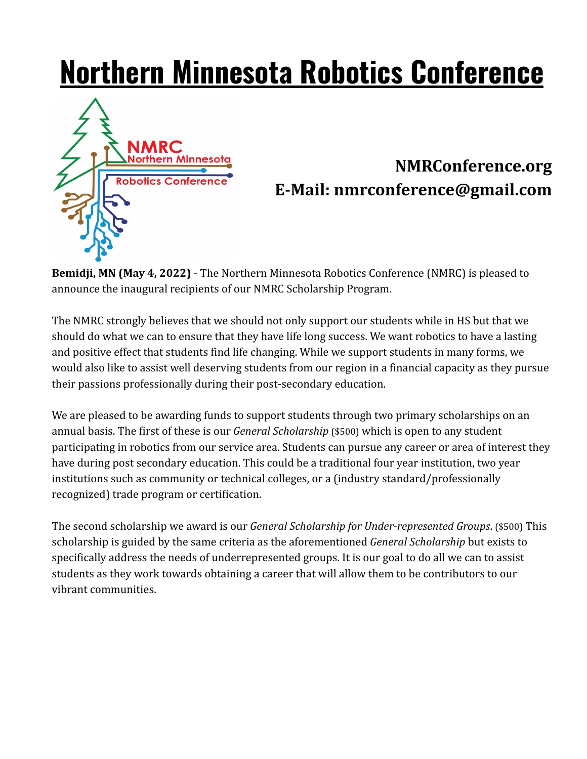# Northern Minnesota Robotics Conference

**NMRConference.org**
**E-Mail: nmrconference@gmail.com**

**Bemidji, MN (May 4, 2022)** - The Northern Minnesota Robotics Conference (NMRC) is pleased to announce the inaugural recipients of our NMRC Scholarship Program.

The NMRC strongly believes that we should not only support our students while in HS but that we should do what we can to ensure that they have life long success. We want robotics to have a lasting and positive effect that students find life changing. While we support students in many forms, we would also like to assist well deserving students from our region in a financial capacity as they pursue their passions professionally during their post-secondary education.

We are pleased to be awarding funds to support students through two primary scholarships on an annual basis. The first of these is our *General Scholarship* ($500) which is open to any student participating in robotics from our service area. Students can pursue any career or area of interest they have during post secondary education. This could be a traditional four year institution, two year institutions such as community or technical colleges, or a (industry standard/professionally recognized) trade program or certification.

The second scholarship we award is our *General Scholarship for Under-represented Groups*. ($500) This scholarship is guided by the same criteria as the aforementioned *General Scholarship* but exists to specifically address the needs of underrepresented groups. It is our goal to do all we can to assist students as they work towards obtaining a career that will allow them to be contributors to our vibrant communities.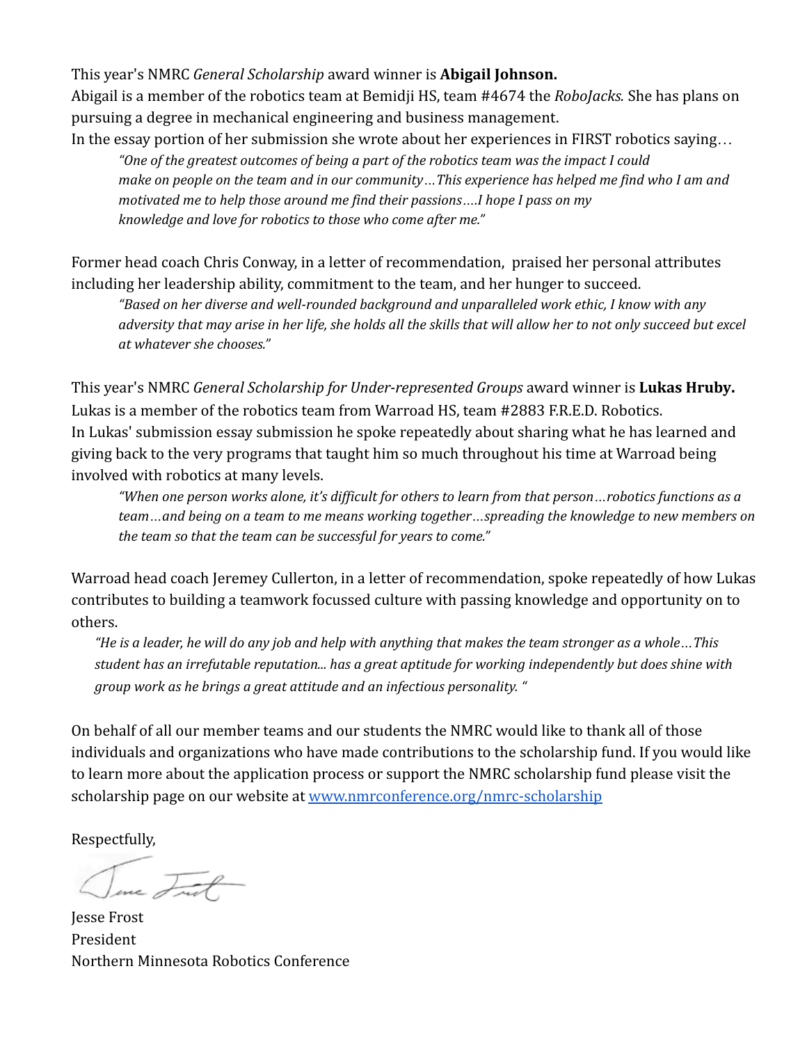This year's NMRC *General Scholarship* award winner is **Abigail Johnson.**
Abigail is a member of the robotics team at Bemidji HS, team #4674 the *RoboJacks.* She has plans on pursuing a degree in mechanical engineering and business management.
In the essay portion of her submission she wrote about her experiences in FIRST robotics saying…

> *"One of the greatest outcomes of being a part of the robotics team was the impact I could make on people on the team and in our community…This experience has helped me find who I am and motivated me to help those around me find their passions….I hope I pass on my knowledge and love for robotics to those who come after me."*

Former head coach Chris Conway, in a letter of recommendation, praised her personal attributes including her leadership ability, commitment to the team, and her hunger to succeed.

> *"Based on her diverse and well-rounded background and unparalleled work ethic, I know with any adversity that may arise in her life, she holds all the skills that will allow her to not only succeed but excel at whatever she chooses."*

This year's NMRC *General Scholarship for Under-represented Groups* award winner is **Lukas Hruby.**
Lukas is a member of the robotics team from Warroad HS, team #2883 F.R.E.D. Robotics.
In Lukas' submission essay submission he spoke repeatedly about sharing what he has learned and giving back to the very programs that taught him so much throughout his time at Warroad being involved with robotics at many levels.

> *"When one person works alone, it's difficult for others to learn from that person…robotics functions as a team…and being on a team to me means working together…spreading the knowledge to new members on the team so that the team can be successful for years to come."*

Warroad head coach Jeremey Cullerton, in a letter of recommendation, spoke repeatedly of how Lukas contributes to building a teamwork focussed culture with passing knowledge and opportunity on to others.

> *"He is a leader, he will do any job and help with anything that makes the team stronger as a whole…This student has an irrefutable reputation... has a great aptitude for working independently but does shine with group work as he brings a great attitude and an infectious personality. "*

On behalf of all our member teams and our students the NMRC would like to thank all of those individuals and organizations who have made contributions to the scholarship fund. If you would like to learn more about the application process or support the NMRC scholarship fund please visit the scholarship page on our website at [www.nmrconference.org/nmrc-scholarship](http://www.nmrconference.org/nmrc-scholarship)

Respectfully,

Jesse Frost
President
Northern Minnesota Robotics Conference